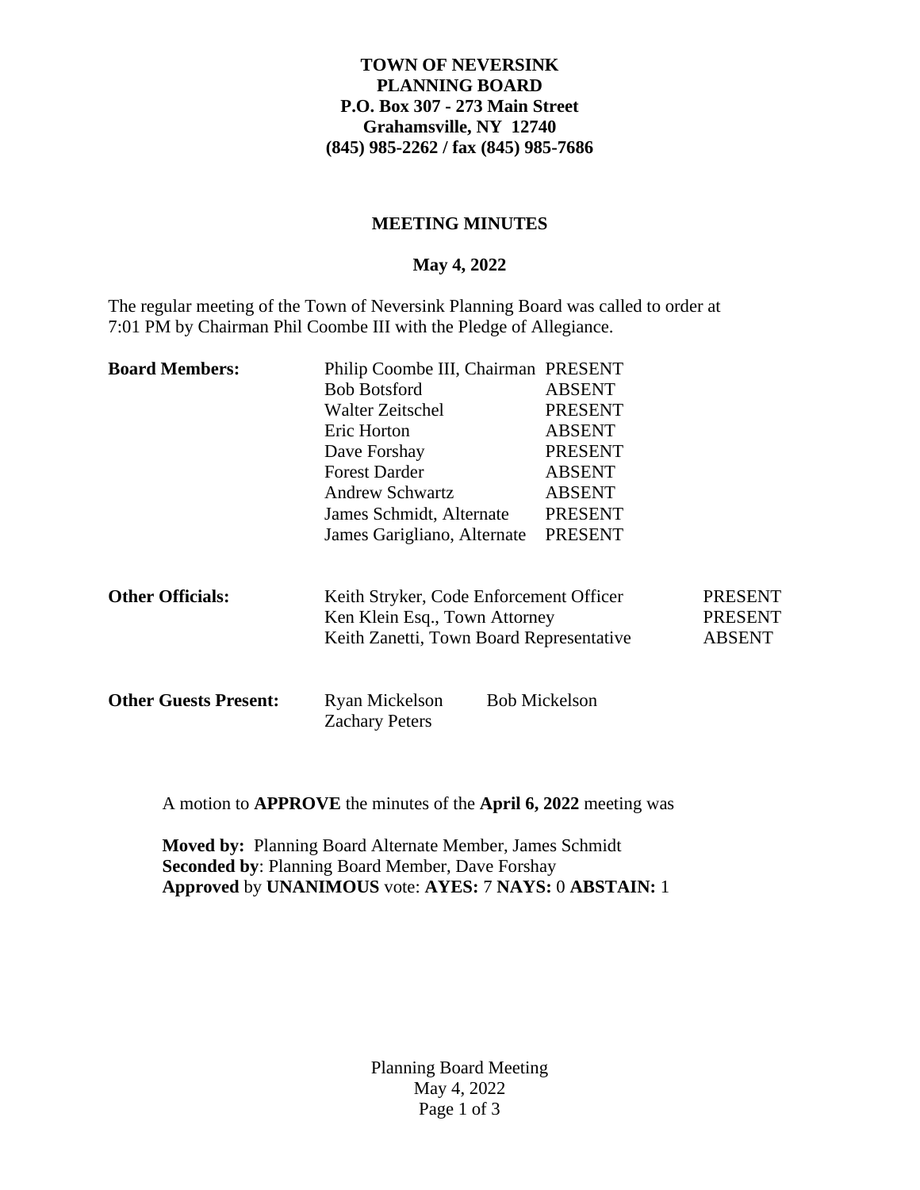**TOWN OF NEVERSINK**
**PLANNING BOARD**
**P.O. Box 307 - 273 Main Street**
**Grahamsville, NY 12740**
**(845) 985-2262 / fax (845) 985-7686**

## MEETING MINUTES

**May 4, 2022**

The regular meeting of the Town of Neversink Planning Board was called to order at 7:01 PM by Chairman Phil Coombe III with the Pledge of Allegiance.

| **Board Members:** | | |
|---|---|---|
| | Philip Coombe III, Chairman | PRESENT |
| | Bob Botsford | ABSENT |
| | Walter Zeitschel | PRESENT |
| | Eric Horton | ABSENT |
| | Dave Forshay | PRESENT |
| | Forest Darder | ABSENT |
| | Andrew Schwartz | ABSENT |
| | James Schmidt, Alternate | PRESENT |
| | James Garigliano, Alternate | PRESENT |

| **Other Officials:** | | |
|---|---|---|
| | Keith Stryker, Code Enforcement Officer | PRESENT |
| | Ken Klein Esq., Town Attorney | PRESENT |
| | Keith Zanetti, Town Board Representative | ABSENT |

**Other Guests Present:** Ryan Mickelson, Bob Mickelson, Zachary Peters

A motion to **APPROVE** the minutes of the **April 6, 2022** meeting was

**Moved by:** Planning Board Alternate Member, James Schmidt
**Seconded by**: Planning Board Member, Dave Forshay
**Approved** by **UNANIMOUS** vote: **AYES:** 7 **NAYS:** 0 **ABSTAIN:** 1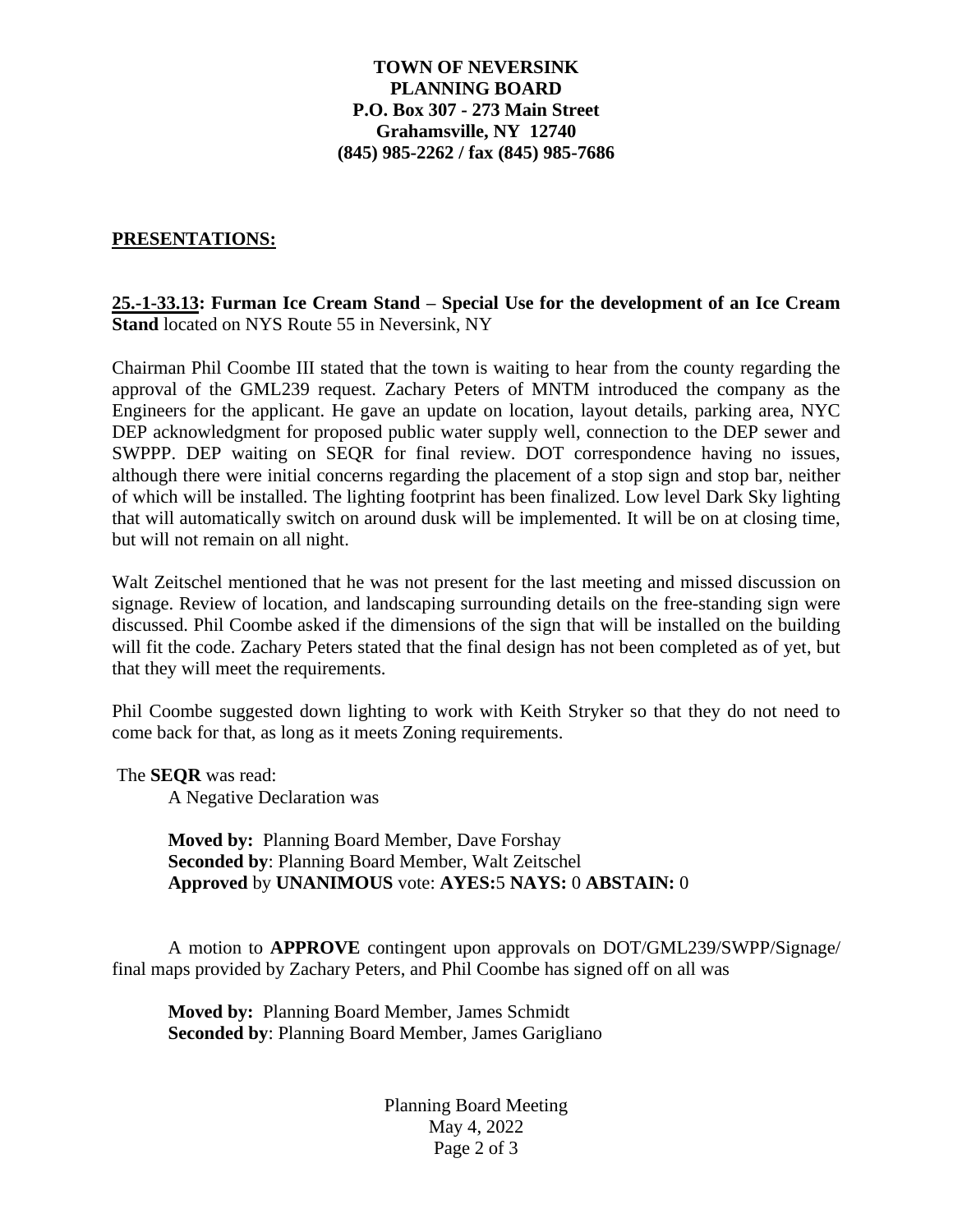**TOWN OF NEVERSINK**
**PLANNING BOARD**
**P.O. Box 307 - 273 Main Street**
**Grahamsville, NY 12740**
**(845) 985-2262 / fax (845) 985-7686**

## PRESENTATIONS:

**25.-1-33.13: Furman Ice Cream Stand – Special Use for the development of an Ice Cream Stand** located on NYS Route 55 in Neversink, NY

Chairman Phil Coombe III stated that the town is waiting to hear from the county regarding the approval of the GML239 request. Zachary Peters of MNTM introduced the company as the Engineers for the applicant. He gave an update on location, layout details, parking area, NYC DEP acknowledgment for proposed public water supply well, connection to the DEP sewer and SWPPP. DEP waiting on SEQR for final review. DOT correspondence having no issues, although there were initial concerns regarding the placement of a stop sign and stop bar, neither of which will be installed. The lighting footprint has been finalized. Low level Dark Sky lighting that will automatically switch on around dusk will be implemented. It will be on at closing time, but will not remain on all night.

Walt Zeitschel mentioned that he was not present for the last meeting and missed discussion on signage. Review of location, and landscaping surrounding details on the free-standing sign were discussed. Phil Coombe asked if the dimensions of the sign that will be installed on the building will fit the code. Zachary Peters stated that the final design has not been completed as of yet, but that they will meet the requirements.

Phil Coombe suggested down lighting to work with Keith Stryker so that they do not need to come back for that, as long as it meets Zoning requirements.

The **SEQR** was read:

A Negative Declaration was

**Moved by:** Planning Board Member, Dave Forshay
**Seconded by**: Planning Board Member, Walt Zeitschel
**Approved** by **UNANIMOUS** vote: **AYES:**5 **NAYS:** 0 **ABSTAIN:** 0

A motion to **APPROVE** contingent upon approvals on DOT/GML239/SWPP/Signage/ final maps provided by Zachary Peters, and Phil Coombe has signed off on all was

**Moved by:** Planning Board Member, James Schmidt
**Seconded by**: Planning Board Member, James Garigliano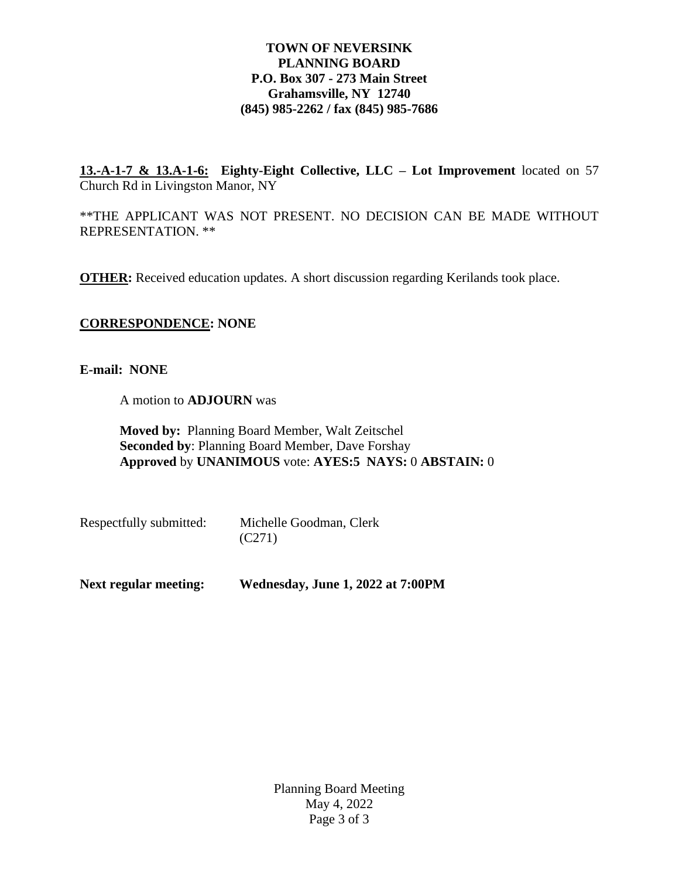**TOWN OF NEVERSINK**
**PLANNING BOARD**
**P.O. Box 307 - 273 Main Street**
**Grahamsville, NY 12740**
**(845) 985-2262 / fax (845) 985-7686**

**13.-A-1-7 & 13.A-1-6: Eighty-Eight Collective, LLC – Lot Improvement** located on 57 Church Rd in Livingston Manor, NY

**THE APPLICANT WAS NOT PRESENT. NO DECISION CAN BE MADE WITHOUT REPRESENTATION.**

**OTHER:** Received education updates. A short discussion regarding Kerilands took place.

**CORRESPONDENCE: NONE**

**E-mail: NONE**

A motion to **ADJOURN** was

**Moved by:** Planning Board Member, Walt Zeitschel
**Seconded by**: Planning Board Member, Dave Forshay
**Approved** by **UNANIMOUS** vote: **AYES:5 NAYS:** 0 **ABSTAIN:** 0

Respectfully submitted: Michelle Goodman, Clerk
(C271)

**Next regular meeting: Wednesday, June 1, 2022 at 7:00PM**